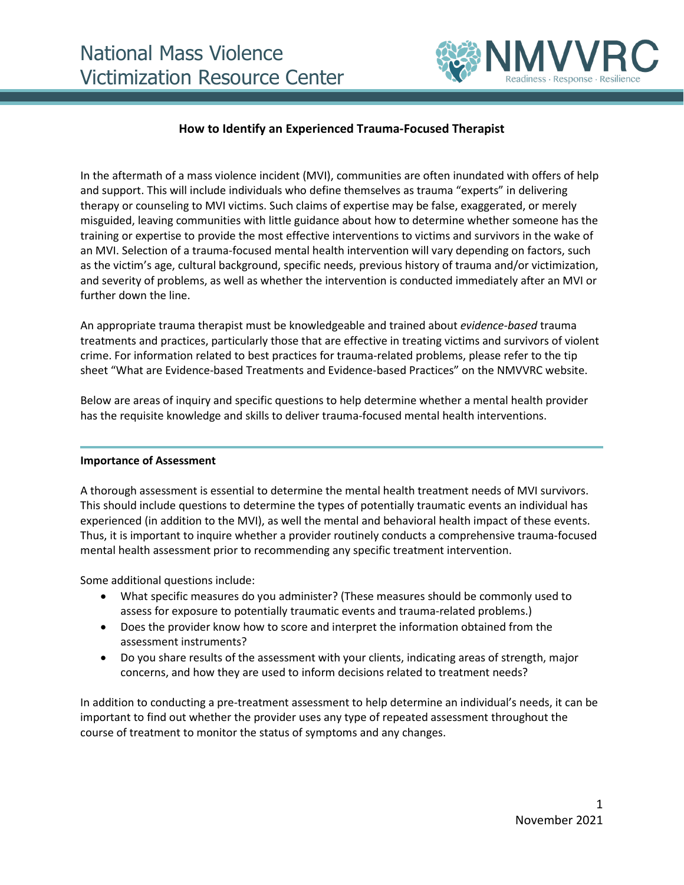# National Mass Violence Victimization Resource Center

## How to Identify an Experienced Trauma-Focused Therapist

In the aftermath of a mass violence incident (MVI), communities are often inundated with offers of help and support. This will include individuals who define themselves as trauma "experts" in delivering therapy or counseling to MVI victims. Such claims of expertise may be false, exaggerated, or merely misguided, leaving communities with little guidance about how to determine whether someone has the training or expertise to provide the most effective interventions to victims and survivors in the wake of an MVI. Selection of a trauma-focused mental health intervention will vary depending on factors, such as the victim's age, cultural background, specific needs, previous history of trauma and/or victimization, and severity of problems, as well as whether the intervention is conducted immediately after an MVI or further down the line.

An appropriate trauma therapist must be knowledgeable and trained about *evidence-based* trauma treatments and practices, particularly those that are effective in treating victims and survivors of violent crime. For information related to best practices for trauma-related problems, please refer to the tip sheet "What are Evidence-based Treatments and Evidence-based Practices" on the NMVVRC website.

Below are areas of inquiry and specific questions to help determine whether a mental health provider has the requisite knowledge and skills to deliver trauma-focused mental health interventions.

---

**Importance of Assessment**

A thorough assessment is essential to determine the mental health treatment needs of MVI survivors. This should include questions to determine the types of potentially traumatic events an individual has experienced (in addition to the MVI), as well the mental and behavioral health impact of these events. Thus, it is important to inquire whether a provider routinely conducts a comprehensive trauma-focused mental health assessment prior to recommending any specific treatment intervention.

Some additional questions include:

- What specific measures do you administer? (These measures should be commonly used to assess for exposure to potentially traumatic events and trauma-related problems.)
- Does the provider know how to score and interpret the information obtained from the assessment instruments?
- Do you share results of the assessment with your clients, indicating areas of strength, major concerns, and how they are used to inform decisions related to treatment needs?

In addition to conducting a pre-treatment assessment to help determine an individual's needs, it can be important to find out whether the provider uses any type of repeated assessment throughout the course of treatment to monitor the status of symptoms and any changes.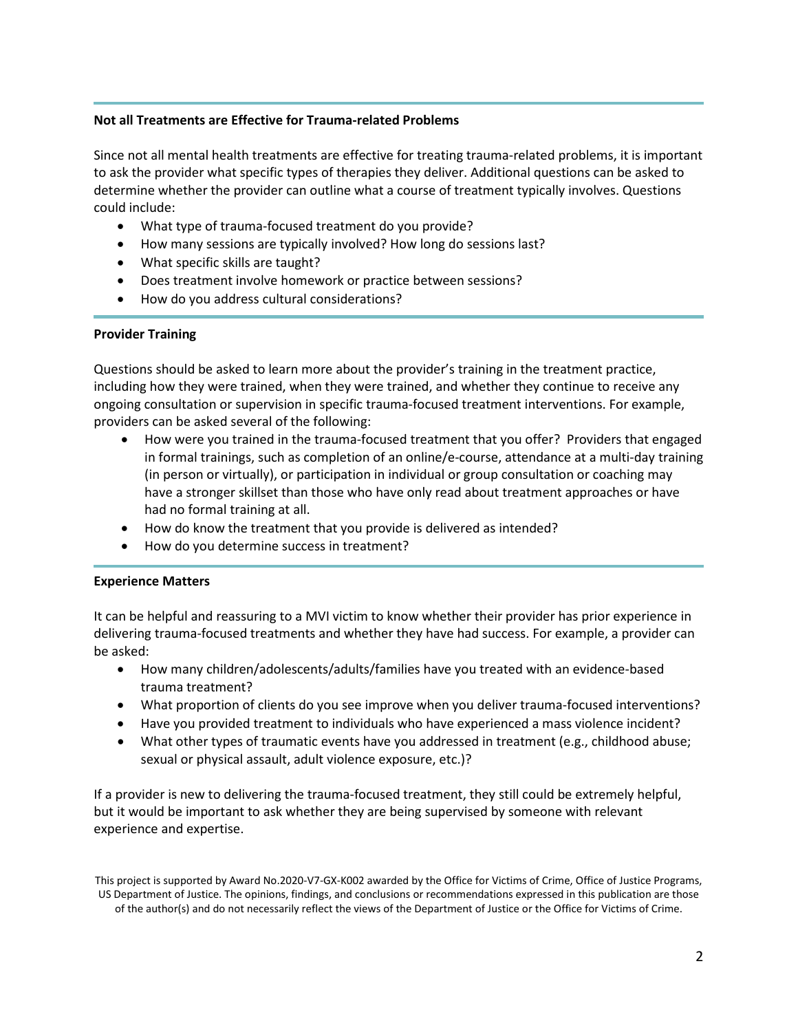**Not all Treatments are Effective for Trauma-related Problems**

Since not all mental health treatments are effective for treating trauma-related problems, it is important to ask the provider what specific types of therapies they deliver. Additional questions can be asked to determine whether the provider can outline what a course of treatment typically involves. Questions could include:

- What type of trauma-focused treatment do you provide?
- How many sessions are typically involved? How long do sessions last?
- What specific skills are taught?
- Does treatment involve homework or practice between sessions?
- How do you address cultural considerations?

**Provider Training**

Questions should be asked to learn more about the provider's training in the treatment practice, including how they were trained, when they were trained, and whether they continue to receive any ongoing consultation or supervision in specific trauma-focused treatment interventions. For example, providers can be asked several of the following:

- How were you trained in the trauma-focused treatment that you offer? Providers that engaged in formal trainings, such as completion of an online/e-course, attendance at a multi-day training (in person or virtually), or participation in individual or group consultation or coaching may have a stronger skillset than those who have only read about treatment approaches or have had no formal training at all.
- How do know the treatment that you provide is delivered as intended?
- How do you determine success in treatment?

**Experience Matters**

It can be helpful and reassuring to a MVI victim to know whether their provider has prior experience in delivering trauma-focused treatments and whether they have had success. For example, a provider can be asked:

- How many children/adolescents/adults/families have you treated with an evidence-based trauma treatment?
- What proportion of clients do you see improve when you deliver trauma-focused interventions?
- Have you provided treatment to individuals who have experienced a mass violence incident?
- What other types of traumatic events have you addressed in treatment (e.g., childhood abuse; sexual or physical assault, adult violence exposure, etc.)?

If a provider is new to delivering the trauma-focused treatment, they still could be extremely helpful, but it would be important to ask whether they are being supervised by someone with relevant experience and expertise.

This project is supported by Award No.2020-V7-GX-K002 awarded by the Office for Victims of Crime, Office of Justice Programs, US Department of Justice. The opinions, findings, and conclusions or recommendations expressed in this publication are those of the author(s) and do not necessarily reflect the views of the Department of Justice or the Office for Victims of Crime.